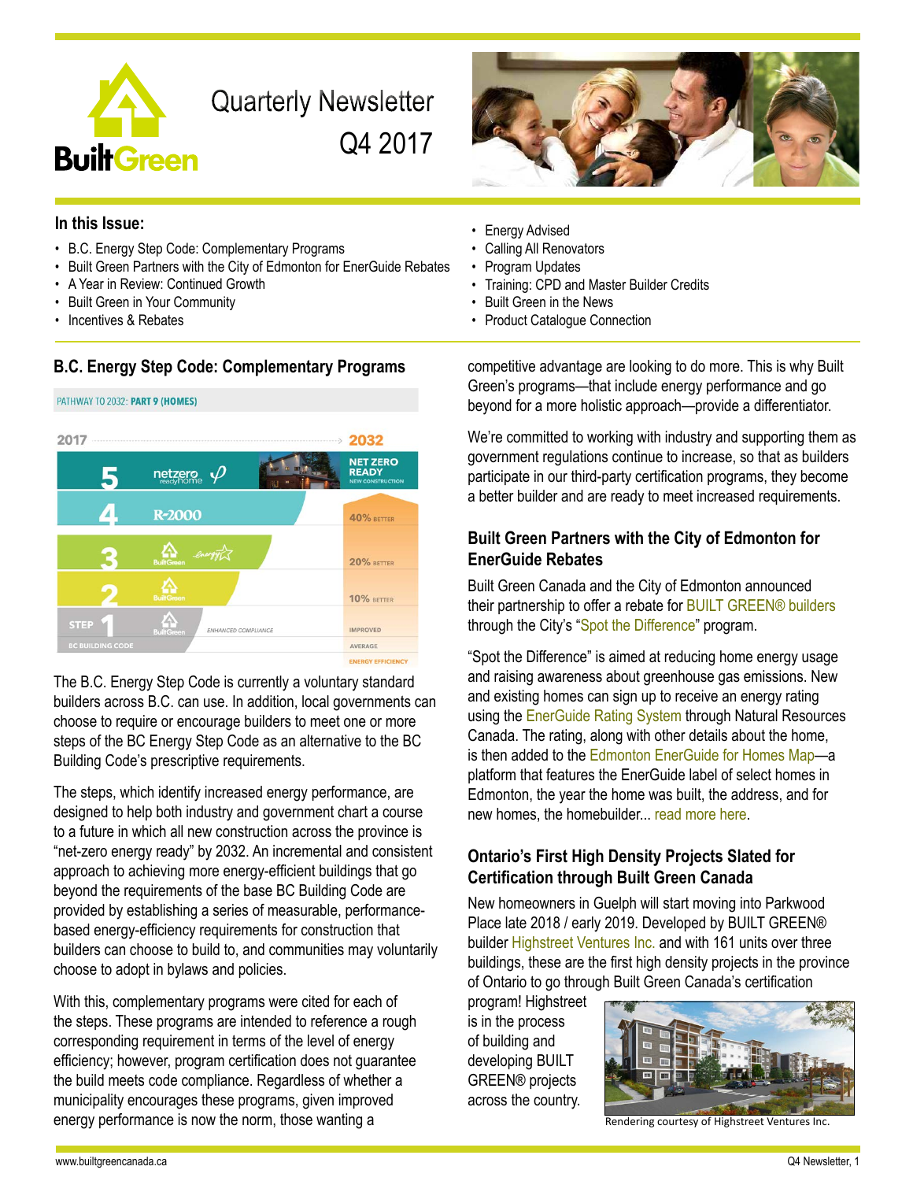# Quarterly Newsletter Q4 2017

## In this Issue:

- B.C. Energy Step Code: Complementary Programs
- Built Green Partners with the City of Edmonton for EnerGuide Rebates
- A Year in Review: Continued Growth
- Built Green in Your Community
- Incentives & Rebates
- Energy Advised
- Calling All Renovators
- Program Updates
- Training: CPD and Master Builder Credits
- Built Green in the News
- Product Catalogue Connection

## B.C. Energy Step Code: Complementary Programs

PATHWAY TO 2032: **PART 9 (HOMES)**

| Step | Program | 2032 Energy Efficiency |
|---|---|---|
| 5 | netzero ready home | NET ZERO READY NEW CONSTRUCTION |
| 4 | R-2000 | 40% BETTER |
| 3 | BuiltGreen / Energy Star | 20% BETTER |
| 2 | BuiltGreen | 10% BETTER |
| STEP 1 (BC BUILDING CODE) | BuiltGreen — ENHANCED COMPLIANCE | IMPROVED / AVERAGE |

The B.C. Energy Step Code is currently a voluntary standard builders across B.C. can use. In addition, local governments can choose to require or encourage builders to meet one or more steps of the BC Energy Step Code as an alternative to the BC Building Code's prescriptive requirements.

The steps, which identify increased energy performance, are designed to help both industry and government chart a course to a future in which all new construction across the province is "net-zero energy ready" by 2032. An incremental and consistent approach to achieving more energy-efficient buildings that go beyond the requirements of the base BC Building Code are provided by establishing a series of measurable, performance-based energy-efficiency requirements for construction that builders can choose to build to, and communities may voluntarily choose to adopt in bylaws and policies.

With this, complementary programs were cited for each of the steps. These programs are intended to reference a rough corresponding requirement in terms of the level of energy efficiency; however, program certification does not guarantee the build meets code compliance. Regardless of whether a municipality encourages these programs, given improved energy performance is now the norm, those wanting a competitive advantage are looking to do more. This is why Built Green's programs—that include energy performance and go beyond for a more holistic approach—provide a differentiator.

We're committed to working with industry and supporting them as government regulations continue to increase, so that as builders participate in our third-party certification programs, they become a better builder and are ready to meet increased requirements.

## Built Green Partners with the City of Edmonton for EnerGuide Rebates

Built Green Canada and the City of Edmonton announced their partnership to offer a rebate for BUILT GREEN® builders through the City's "Spot the Difference" program.

"Spot the Difference" is aimed at reducing home energy usage and raising awareness about greenhouse gas emissions. New and existing homes can sign up to receive an energy rating using the EnerGuide Rating System through Natural Resources Canada. The rating, along with other details about the home, is then added to the Edmonton EnerGuide for Homes Map—a platform that features the EnerGuide label of select homes in Edmonton, the year the home was built, the address, and for new homes, the homebuilder... read more here.

## Ontario's First High Density Projects Slated for Certification through Built Green Canada

New homeowners in Guelph will start moving into Parkwood Place late 2018 / early 2019. Developed by BUILT GREEN® builder Highstreet Ventures Inc. and with 161 units over three buildings, these are the first high density projects in the province of Ontario to go through Built Green Canada's certification program! Highstreet is in the process of building and developing BUILT GREEN® projects across the country.

Rendering courtesy of Highstreet Ventures Inc.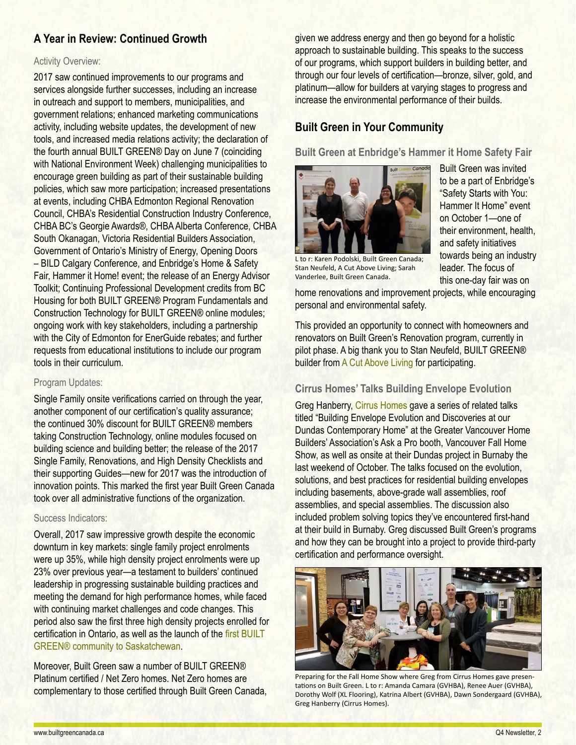## A Year in Review: Continued Growth

### Activity Overview:

2017 saw continued improvements to our programs and services alongside further successes, including an increase in outreach and support to members, municipalities, and government relations; enhanced marketing communications activity, including website updates, the development of new tools, and increased media relations activity; the declaration of the fourth annual BUILT GREEN® Day on June 7 (coinciding with National Environment Week) challenging municipalities to encourage green building as part of their sustainable building policies, which saw more participation; increased presentations at events, including CHBA Edmonton Regional Renovation Council, CHBA's Residential Construction Industry Conference, CHBA BC's Georgie Awards®, CHBA Alberta Conference, CHBA South Okanagan, Victoria Residential Builders Association, Government of Ontario's Ministry of Energy, Opening Doors – BILD Calgary Conference, and Enbridge's Home & Safety Fair, Hammer it Home! event; the release of an Energy Advisor Toolkit; Continuing Professional Development credits from BC Housing for both BUILT GREEN® Program Fundamentals and Construction Technology for BUILT GREEN® online modules; ongoing work with key stakeholders, including a partnership with the City of Edmonton for EnerGuide rebates; and further requests from educational institutions to include our program tools in their curriculum.

### Program Updates:

Single Family onsite verifications carried on through the year, another component of our certification's quality assurance; the continued 30% discount for BUILT GREEN® members taking Construction Technology, online modules focused on building science and building better; the release of the 2017 Single Family, Renovations, and High Density Checklists and their supporting Guides—new for 2017 was the introduction of innovation points. This marked the first year Built Green Canada took over all administrative functions of the organization.

### Success Indicators:

Overall, 2017 saw impressive growth despite the economic downturn in key markets: single family project enrolments were up 35%, while high density project enrolments were up 23% over previous year—a testament to builders' continued leadership in progressing sustainable building practices and meeting the demand for high performance homes, while faced with continuing market challenges and code changes. This period also saw the first three high density projects enrolled for certification in Ontario, as well as the launch of the first BUILT GREEN® community to Saskatchewan.

Moreover, Built Green saw a number of BUILT GREEN® Platinum certified / Net Zero homes. Net Zero homes are complementary to those certified through Built Green Canada, given we address energy and then go beyond for a holistic approach to sustainable building. This speaks to the success of our programs, which support builders in building better, and through our four levels of certification—bronze, silver, gold, and platinum—allow for builders at varying stages to progress and increase the environmental performance of their builds.

## Built Green in Your Community

### Built Green at Enbridge's Hammer it Home Safety Fair

L to r: Karen Podolski, Built Green Canada; Stan Neufeld, A Cut Above Living; Sarah Vanderlee, Built Green Canada.

Built Green was invited to be a part of Enbridge's "Safety Starts with You: Hammer It Home" event on October 1—one of their environment, health, and safety initiatives towards being an industry leader. The focus of this one-day fair was on home renovations and improvement projects, while encouraging personal and environmental safety.

This provided an opportunity to connect with homeowners and renovators on Built Green's Renovation program, currently in pilot phase. A big thank you to Stan Neufeld, BUILT GREEN® builder from A Cut Above Living for participating.

### Cirrus Homes' Talks Building Envelope Evolution

Greg Hanberry, Cirrus Homes gave a series of related talks titled "Building Envelope Evolution and Discoveries at our Dundas Contemporary Home" at the Greater Vancouver Home Builders' Association's Ask a Pro booth, Vancouver Fall Home Show, as well as onsite at their Dundas project in Burnaby the last weekend of October. The talks focused on the evolution, solutions, and best practices for residential building envelopes including basements, above-grade wall assemblies, roof assemblies, and special assemblies. The discussion also included problem solving topics they've encountered first-hand at their build in Burnaby. Greg discussed Built Green's programs and how they can be brought into a project to provide third-party certification and performance oversight.

Preparing for the Fall Home Show where Greg from Cirrus Homes gave presentations on Built Green. L to r: Amanda Camara (GVHBA), Renee Auer (GVHBA), Dorothy Wolf (XL Flooring), Katrina Albert (GVHBA), Dawn Sondergaard (GVHBA), Greg Hanberry (Cirrus Homes).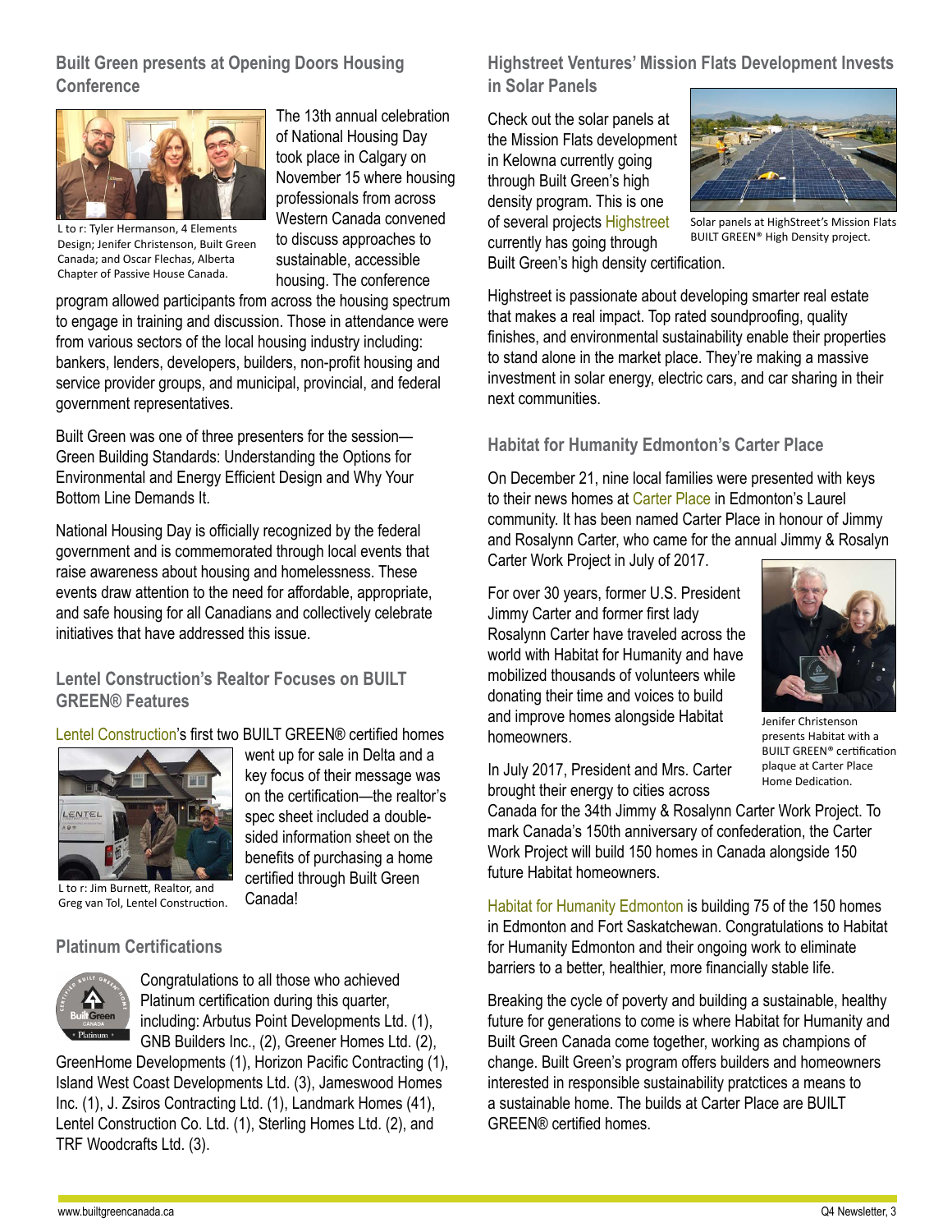## Built Green presents at Opening Doors Housing Conference

L to r: Tyler Hermanson, 4 Elements Design; Jenifer Christenson, Built Green Canada; and Oscar Flechas, Alberta Chapter of Passive House Canada.

The 13th annual celebration of National Housing Day took place in Calgary on November 15 where housing professionals from across Western Canada convened to discuss approaches to sustainable, accessible housing. The conference program allowed participants from across the housing spectrum to engage in training and discussion. Those in attendance were from various sectors of the local housing industry including: bankers, lenders, developers, builders, non-profit housing and service provider groups, and municipal, provincial, and federal government representatives.

Built Green was one of three presenters for the session—Green Building Standards: Understanding the Options for Environmental and Energy Efficient Design and Why Your Bottom Line Demands It.

National Housing Day is officially recognized by the federal government and is commemorated through local events that raise awareness about housing and homelessness. These events draw attention to the need for affordable, appropriate, and safe housing for all Canadians and collectively celebrate initiatives that have addressed this issue.

## Lentel Construction's Realtor Focuses on BUILT GREEN® Features

Lentel Construction's first two BUILT GREEN® certified homes went up for sale in Delta and a key focus of their message was on the certification—the realtor's spec sheet included a double-sided information sheet on the benefits of purchasing a home certified through Built Green Canada!

L to r: Jim Burnett, Realtor, and Greg van Tol, Lentel Construction.

## Platinum Certifications

Congratulations to all those who achieved Platinum certification during this quarter, including: Arbutus Point Developments Ltd. (1), GNB Builders Inc., (2), Greener Homes Ltd. (2), GreenHome Developments (1), Horizon Pacific Contracting (1), Island West Coast Developments Ltd. (3), Jameswood Homes Inc. (1), J. Zsiros Contracting Ltd. (1), Landmark Homes (41), Lentel Construction Co. Ltd. (1), Sterling Homes Ltd. (2), and TRF Woodcrafts Ltd. (3).

## Highstreet Ventures' Mission Flats Development Invests in Solar Panels

Check out the solar panels at the Mission Flats development in Kelowna currently going through Built Green's high density program. This is one of several projects Highstreet currently has going through Built Green's high density certification.

Solar panels at HighStreet's Mission Flats BUILT GREEN® High Density project.

Highstreet is passionate about developing smarter real estate that makes a real impact. Top rated soundproofing, quality finishes, and environmental sustainability enable their properties to stand alone in the market place. They're making a massive investment in solar energy, electric cars, and car sharing in their next communities.

## Habitat for Humanity Edmonton's Carter Place

On December 21, nine local families were presented with keys to their news homes at Carter Place in Edmonton's Laurel community. It has been named Carter Place in honour of Jimmy and Rosalynn Carter, who came for the annual Jimmy & Rosalyn Carter Work Project in July of 2017.

For over 30 years, former U.S. President Jimmy Carter and former first lady Rosalynn Carter have traveled across the world with Habitat for Humanity and have mobilized thousands of volunteers while donating their time and voices to build and improve homes alongside Habitat homeowners.

Jenifer Christenson presents Habitat with a BUILT GREEN® certification plaque at Carter Place Home Dedication.

In July 2017, President and Mrs. Carter brought their energy to cities across Canada for the 34th Jimmy & Rosalynn Carter Work Project. To mark Canada's 150th anniversary of confederation, the Carter Work Project will build 150 homes in Canada alongside 150 future Habitat homeowners.

Habitat for Humanity Edmonton is building 75 of the 150 homes in Edmonton and Fort Saskatchewan. Congratulations to Habitat for Humanity Edmonton and their ongoing work to eliminate barriers to a better, healthier, more financially stable life.

Breaking the cycle of poverty and building a sustainable, healthy future for generations to come is where Habitat for Humanity and Built Green Canada come together, working as champions of change. Built Green's program offers builders and homeowners interested in responsible sustainability pratctices a means to a sustainable home. The builds at Carter Place are BUILT GREEN® certified homes.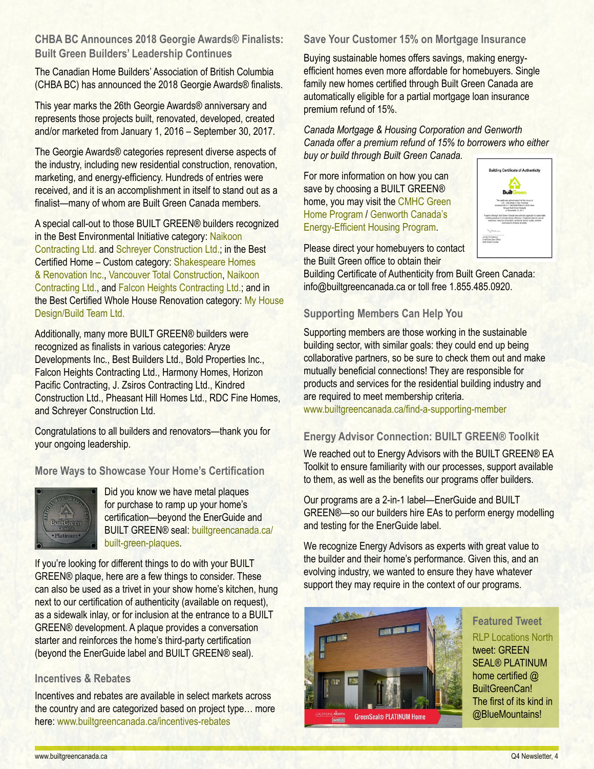## CHBA BC Announces 2018 Georgie Awards® Finalists: Built Green Builders' Leadership Continues

The Canadian Home Builders' Association of British Columbia (CHBA BC) has announced the 2018 Georgie Awards® finalists.

This year marks the 26th Georgie Awards® anniversary and represents those projects built, renovated, developed, created and/or marketed from January 1, 2016 – September 30, 2017.

The Georgie Awards® categories represent diverse aspects of the industry, including new residential construction, renovation, marketing, and energy-efficiency. Hundreds of entries were received, and it is an accomplishment in itself to stand out as a finalist—many of whom are Built Green Canada members.

A special call-out to those BUILT GREEN® builders recognized in the Best Environmental Initiative category: Naikoon Contracting Ltd. and Schreyer Construction Ltd.; in the Best Certified Home – Custom category: Shakespeare Homes & Renovation Inc., Vancouver Total Construction, Naikoon Contracting Ltd., and Falcon Heights Contracting Ltd.; and in the Best Certified Whole House Renovation category: My House Design/Build Team Ltd.

Additionally, many more BUILT GREEN® builders were recognized as finalists in various categories: Aryze Developments Inc., Best Builders Ltd., Bold Properties Inc., Falcon Heights Contracting Ltd., Harmony Homes, Horizon Pacific Contracting, J. Zsiros Contracting Ltd., Kindred Construction Ltd., Pheasant Hill Homes Ltd., RDC Fine Homes, and Schreyer Construction Ltd.

Congratulations to all builders and renovators—thank you for your ongoing leadership.

## More Ways to Showcase Your Home's Certification

Did you know we have metal plaques for purchase to ramp up your home's certification—beyond the EnerGuide and BUILT GREEN® seal: builtgreencanada.ca/built-green-plaques.

If you're looking for different things to do with your BUILT GREEN® plaque, here are a few things to consider. These can also be used as a trivet in your show home's kitchen, hung next to our certification of authenticity (available on request), as a sidewalk inlay, or for inclusion at the entrance to a BUILT GREEN® development. A plaque provides a conversation starter and reinforces the home's third-party certification (beyond the EnerGuide label and BUILT GREEN® seal).

## Incentives & Rebates

Incentives and rebates are available in select markets across the country and are categorized based on project type… more here: www.builtgreencanada.ca/incentives-rebates

## Save Your Customer 15% on Mortgage Insurance

Buying sustainable homes offers savings, making energy-efficient homes even more affordable for homebuyers. Single family new homes certified through Built Green Canada are automatically eligible for a partial mortgage loan insurance premium refund of 15%.

*Canada Mortgage & Housing Corporation and Genworth Canada offer a premium refund of 15% to borrowers who either buy or build through Built Green Canada.*

For more information on how you can save by choosing a BUILT GREEN® home, you may visit the CMHC Green Home Program / Genworth Canada's Energy-Efficient Housing Program.

Please direct your homebuyers to contact the Built Green office to obtain their Building Certificate of Authenticity from Built Green Canada: info@builtgreencanada.ca or toll free 1.855.485.0920.

## Supporting Members Can Help You

Supporting members are those working in the sustainable building sector, with similar goals: they could end up being collaborative partners, so be sure to check them out and make mutually beneficial connections! They are responsible for products and services for the residential building industry and are required to meet membership criteria. www.builtgreencanada.ca/find-a-supporting-member

## Energy Advisor Connection: BUILT GREEN® Toolkit

We reached out to Energy Advisors with the BUILT GREEN® EA Toolkit to ensure familiarity with our processes, support available to them, as well as the benefits our programs offer builders.

Our programs are a 2-in-1 label—EnerGuide and BUILT GREEN®—so our builders hire EAs to perform energy modelling and testing for the EnerGuide label.

We recognize Energy Advisors as experts with great value to the builder and their home's performance. Given this, and an evolving industry, we wanted to ensure they have whatever support they may require in the context of our programs.

### Featured Tweet

RLP Locations North tweet: GREEN SEAL® PLATINUM home certified @ BuiltGreenCan! The first of its kind in @BlueMountains!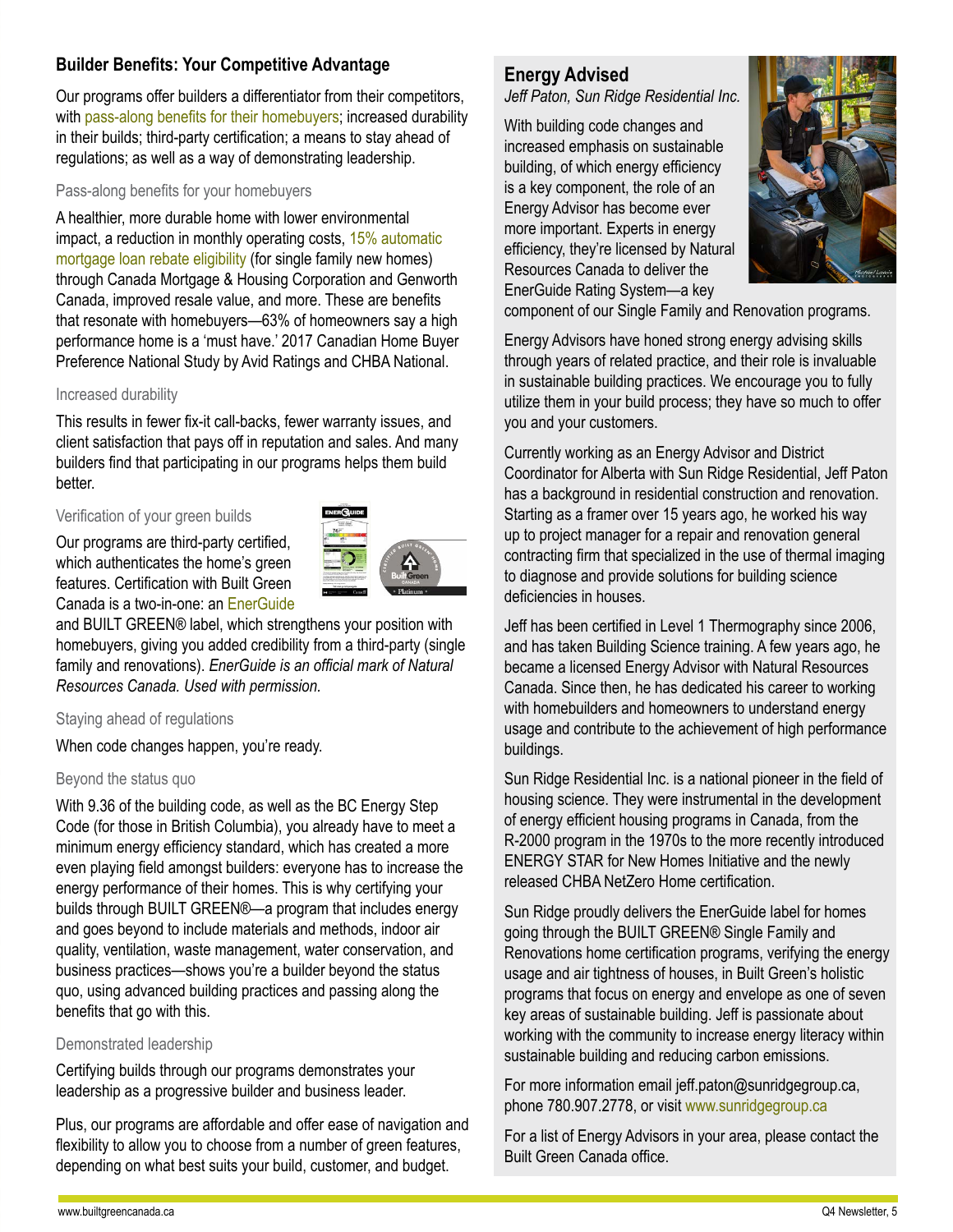## Builder Benefits: Your Competitive Advantage

Our programs offer builders a differentiator from their competitors, with pass-along benefits for their homebuyers; increased durability in their builds; third-party certification; a means to stay ahead of regulations; as well as a way of demonstrating leadership.

### Pass-along benefits for your homebuyers

A healthier, more durable home with lower environmental impact, a reduction in monthly operating costs, 15% automatic mortgage loan rebate eligibility (for single family new homes) through Canada Mortgage & Housing Corporation and Genworth Canada, improved resale value, and more. These are benefits that resonate with homebuyers—63% of homeowners say a high performance home is a 'must have.' 2017 Canadian Home Buyer Preference National Study by Avid Ratings and CHBA National.

### Increased durability

This results in fewer fix-it call-backs, fewer warranty issues, and client satisfaction that pays off in reputation and sales. And many builders find that participating in our programs helps them build better.

### Verification of your green builds

Our programs are third-party certified, which authenticates the home's green features. Certification with Built Green Canada is a two-in-one: an EnerGuide and BUILT GREEN® label, which strengthens your position with homebuyers, giving you added credibility from a third-party (single family and renovations). *EnerGuide is an official mark of Natural Resources Canada. Used with permission.*

### Staying ahead of regulations

When code changes happen, you're ready.

### Beyond the status quo

With 9.36 of the building code, as well as the BC Energy Step Code (for those in British Columbia), you already have to meet a minimum energy efficiency standard, which has created a more even playing field amongst builders: everyone has to increase the energy performance of their homes. This is why certifying your builds through BUILT GREEN®—a program that includes energy and goes beyond to include materials and methods, indoor air quality, ventilation, waste management, water conservation, and business practices—shows you're a builder beyond the status quo, using advanced building practices and passing along the benefits that go with this.

### Demonstrated leadership

Certifying builds through our programs demonstrates your leadership as a progressive builder and business leader.

Plus, our programs are affordable and offer ease of navigation and flexibility to allow you to choose from a number of green features, depending on what best suits your build, customer, and budget.

## Energy Advised

*Jeff Paton, Sun Ridge Residential Inc.*

With building code changes and increased emphasis on sustainable building, of which energy efficiency is a key component, the role of an Energy Advisor has become ever more important. Experts in energy efficiency, they're licensed by Natural Resources Canada to deliver the EnerGuide Rating System—a key component of our Single Family and Renovation programs.

Energy Advisors have honed strong energy advising skills through years of related practice, and their role is invaluable in sustainable building practices. We encourage you to fully utilize them in your build process; they have so much to offer you and your customers.

Currently working as an Energy Advisor and District Coordinator for Alberta with Sun Ridge Residential, Jeff Paton has a background in residential construction and renovation. Starting as a framer over 15 years ago, he worked his way up to project manager for a repair and renovation general contracting firm that specialized in the use of thermal imaging to diagnose and provide solutions for building science deficiencies in houses.

Jeff has been certified in Level 1 Thermography since 2006, and has taken Building Science training. A few years ago, he became a licensed Energy Advisor with Natural Resources Canada. Since then, he has dedicated his career to working with homebuilders and homeowners to understand energy usage and contribute to the achievement of high performance buildings.

Sun Ridge Residential Inc. is a national pioneer in the field of housing science. They were instrumental in the development of energy efficient housing programs in Canada, from the R-2000 program in the 1970s to the more recently introduced ENERGY STAR for New Homes Initiative and the newly released CHBA NetZero Home certification.

Sun Ridge proudly delivers the EnerGuide label for homes going through the BUILT GREEN® Single Family and Renovations home certification programs, verifying the energy usage and air tightness of houses, in Built Green's holistic programs that focus on energy and envelope as one of seven key areas of sustainable building. Jeff is passionate about working with the community to increase energy literacy within sustainable building and reducing carbon emissions.

For more information email jeff.paton@sunridgegroup.ca, phone 780.907.2778, or visit www.sunridgegroup.ca

For a list of Energy Advisors in your area, please contact the Built Green Canada office.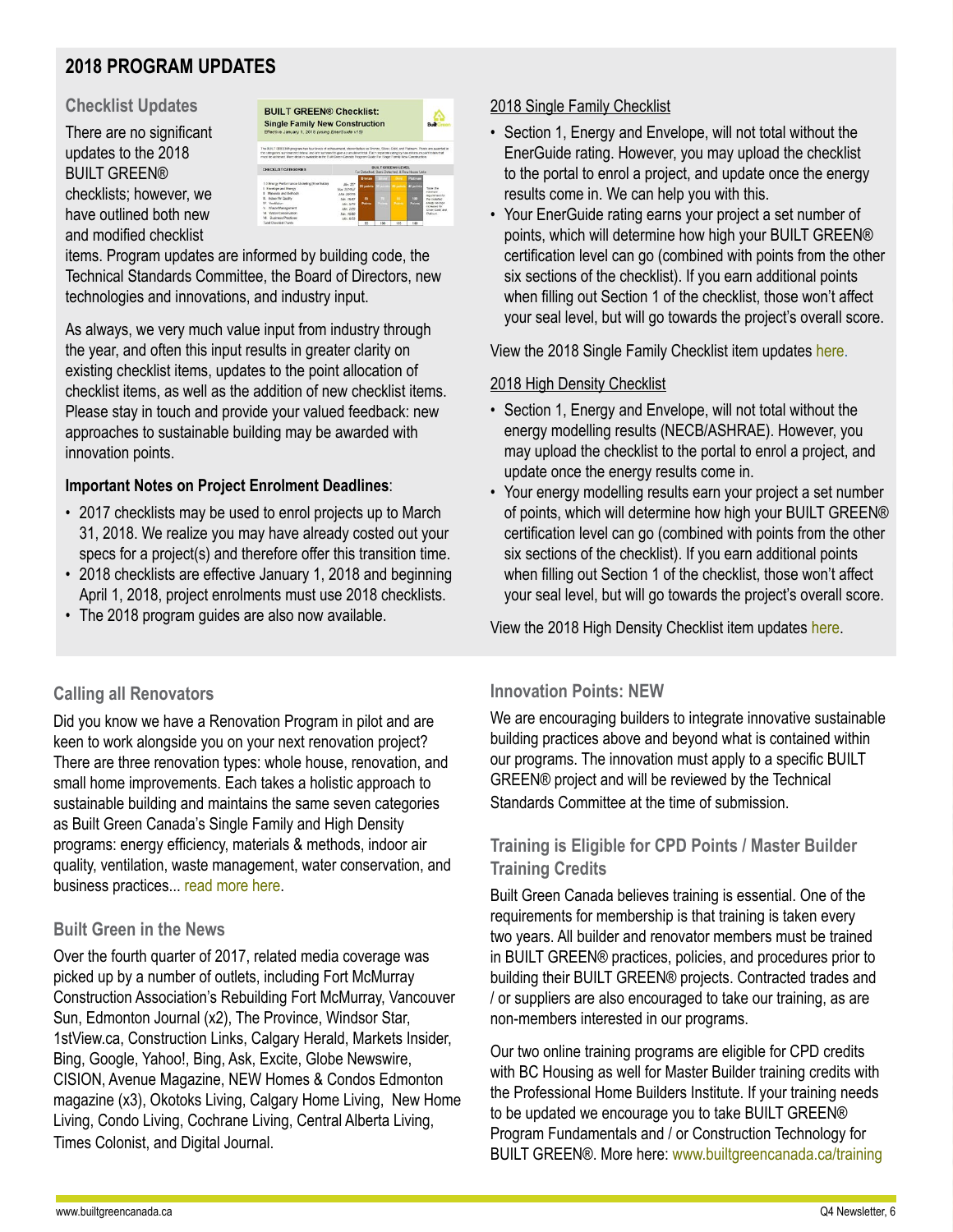## 2018 PROGRAM UPDATES

### Checklist Updates

There are no significant updates to the 2018 BUILT GREEN® checklists; however, we have outlined both new and modified checklist items. Program updates are informed by building code, the Technical Standards Committee, the Board of Directors, new technologies and innovations, and industry input.

As always, we very much value input from industry through the year, and often this input results in greater clarity on existing checklist items, updates to the point allocation of checklist items, as well as the addition of new checklist items. Please stay in touch and provide your valued feedback: new approaches to sustainable building may be awarded with innovation points.

**Important Notes on Project Enrolment Deadlines**:

- 2017 checklists may be used to enrol projects up to March 31, 2018. We realize you may have already costed out your specs for a project(s) and therefore offer this transition time.
- 2018 checklists are effective January 1, 2018 and beginning April 1, 2018, project enrolments must use 2018 checklists.
- The 2018 program guides are also now available.

#### 2018 Single Family Checklist

- Section 1, Energy and Envelope, will not total without the EnerGuide rating. However, you may upload the checklist to the portal to enrol a project, and update once the energy results come in. We can help you with this.
- Your EnerGuide rating earns your project a set number of points, which will determine how high your BUILT GREEN® certification level can go (combined with points from the other six sections of the checklist). If you earn additional points when filling out Section 1 of the checklist, those won't affect your seal level, but will go towards the project's overall score.

View the 2018 Single Family Checklist item updates here.

#### 2018 High Density Checklist

- Section 1, Energy and Envelope, will not total without the energy modelling results (NECB/ASHRAE). However, you may upload the checklist to the portal to enrol a project, and update once the energy results come in.
- Your energy modelling results earn your project a set number of points, which will determine how high your BUILT GREEN® certification level can go (combined with points from the other six sections of the checklist). If you earn additional points when filling out Section 1 of the checklist, those won't affect your seal level, but will go towards the project's overall score.

View the 2018 High Density Checklist item updates here.

### Calling all Renovators

Did you know we have a Renovation Program in pilot and are keen to work alongside you on your next renovation project? There are three renovation types: whole house, renovation, and small home improvements. Each takes a holistic approach to sustainable building and maintains the same seven categories as Built Green Canada's Single Family and High Density programs: energy efficiency, materials & methods, indoor air quality, ventilation, waste management, water conservation, and business practices... read more here.

### Built Green in the News

Over the fourth quarter of 2017, related media coverage was picked up by a number of outlets, including Fort McMurray Construction Association's Rebuilding Fort McMurray, Vancouver Sun, Edmonton Journal (x2), The Province, Windsor Star, 1stView.ca, Construction Links, Calgary Herald, Markets Insider, Bing, Google, Yahoo!, Bing, Ask, Excite, Globe Newswire, CISION, Avenue Magazine, NEW Homes & Condos Edmonton magazine (x3), Okotoks Living, Calgary Home Living, New Home Living, Condo Living, Cochrane Living, Central Alberta Living, Times Colonist, and Digital Journal.

### Innovation Points: NEW

We are encouraging builders to integrate innovative sustainable building practices above and beyond what is contained within our programs. The innovation must apply to a specific BUILT GREEN® project and will be reviewed by the Technical Standards Committee at the time of submission.

### Training is Eligible for CPD Points / Master Builder Training Credits

Built Green Canada believes training is essential. One of the requirements for membership is that training is taken every two years. All builder and renovator members must be trained in BUILT GREEN® practices, policies, and procedures prior to building their BUILT GREEN® projects. Contracted trades and / or suppliers are also encouraged to take our training, as are non-members interested in our programs.

Our two online training programs are eligible for CPD credits with BC Housing as well for Master Builder training credits with the Professional Home Builders Institute. If your training needs to be updated we encourage you to take BUILT GREEN® Program Fundamentals and / or Construction Technology for BUILT GREEN®. More here: www.builtgreencanada.ca/training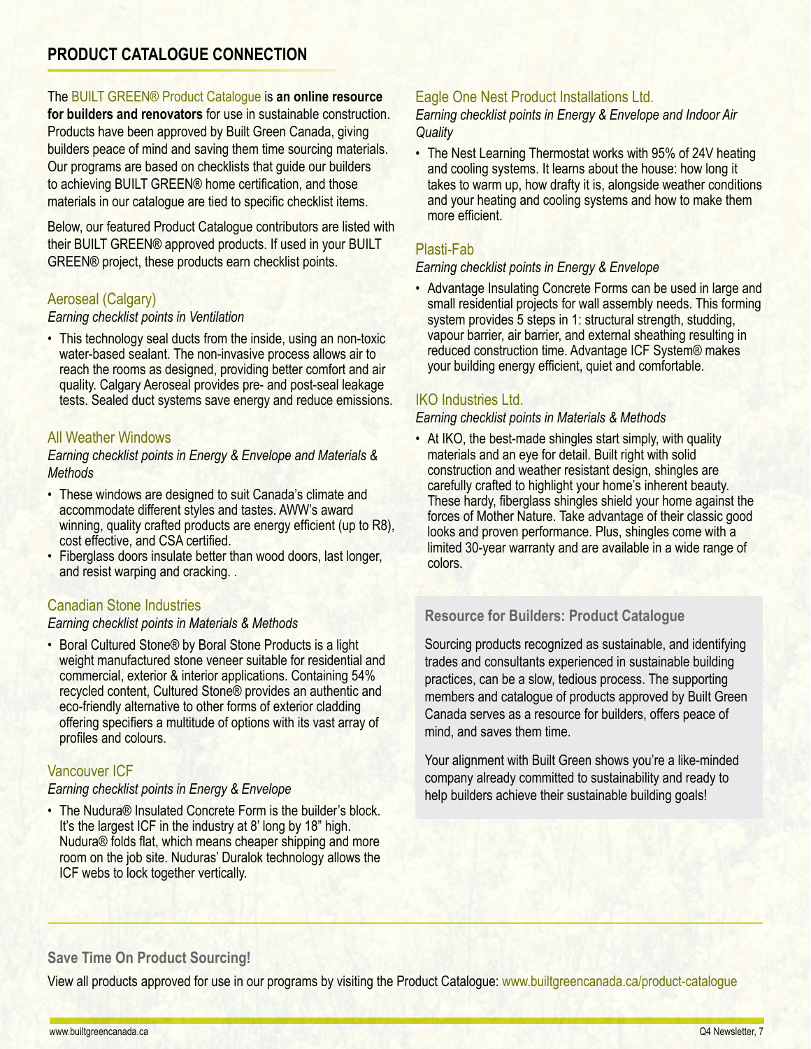## PRODUCT CATALOGUE CONNECTION

The BUILT GREEN® Product Catalogue is **an online resource for builders and renovators** for use in sustainable construction. Products have been approved by Built Green Canada, giving builders peace of mind and saving them time sourcing materials. Our programs are based on checklists that guide our builders to achieving BUILT GREEN® home certification, and those materials in our catalogue are tied to specific checklist items.

Below, our featured Product Catalogue contributors are listed with their BUILT GREEN® approved products. If used in your BUILT GREEN® project, these products earn checklist points.

### Aeroseal (Calgary)

*Earning checklist points in Ventilation*

- This technology seal ducts from the inside, using an non-toxic water-based sealant. The non-invasive process allows air to reach the rooms as designed, providing better comfort and air quality. Calgary Aeroseal provides pre- and post-seal leakage tests. Sealed duct systems save energy and reduce emissions.

### All Weather Windows

*Earning checklist points in Energy & Envelope and Materials & Methods*

- These windows are designed to suit Canada's climate and accommodate different styles and tastes. AWW's award winning, quality crafted products are energy efficient (up to R8), cost effective, and CSA certified.
- Fiberglass doors insulate better than wood doors, last longer, and resist warping and cracking. .

### Canadian Stone Industries

*Earning checklist points in Materials & Methods*

- Boral Cultured Stone® by Boral Stone Products is a light weight manufactured stone veneer suitable for residential and commercial, exterior & interior applications. Containing 54% recycled content, Cultured Stone® provides an authentic and eco-friendly alternative to other forms of exterior cladding offering specifiers a multitude of options with its vast array of profiles and colours.

### Vancouver ICF

*Earning checklist points in Energy & Envelope*

- The Nudura® Insulated Concrete Form is the builder's block. It's the largest ICF in the industry at 8' long by 18" high. Nudura® folds flat, which means cheaper shipping and more room on the job site. Nuduras' Duralok technology allows the ICF webs to lock together vertically.

### Eagle One Nest Product Installations Ltd.

*Earning checklist points in Energy & Envelope and Indoor Air Quality*

- The Nest Learning Thermostat works with 95% of 24V heating and cooling systems. It learns about the house: how long it takes to warm up, how drafty it is, alongside weather conditions and your heating and cooling systems and how to make them more efficient.

### Plasti-Fab

*Earning checklist points in Energy & Envelope*

- Advantage Insulating Concrete Forms can be used in large and small residential projects for wall assembly needs. This forming system provides 5 steps in 1: structural strength, studding, vapour barrier, air barrier, and external sheathing resulting in reduced construction time. Advantage ICF System® makes your building energy efficient, quiet and comfortable.

### IKO Industries Ltd.

*Earning checklist points in Materials & Methods*

- At IKO, the best-made shingles start simply, with quality materials and an eye for detail. Built right with solid construction and weather resistant design, shingles are carefully crafted to highlight your home's inherent beauty. These hardy, fiberglass shingles shield your home against the forces of Mother Nature. Take advantage of their classic good looks and proven performance. Plus, shingles come with a limited 30-year warranty and are available in a wide range of colors.

### Resource for Builders: Product Catalogue

Sourcing products recognized as sustainable, and identifying trades and consultants experienced in sustainable building practices, can be a slow, tedious process. The supporting members and catalogue of products approved by Built Green Canada serves as a resource for builders, offers peace of mind, and saves them time.

Your alignment with Built Green shows you're a like-minded company already committed to sustainability and ready to help builders achieve their sustainable building goals!

### Save Time On Product Sourcing!

View all products approved for use in our programs by visiting the Product Catalogue: www.builtgreencanada.ca/product-catalogue